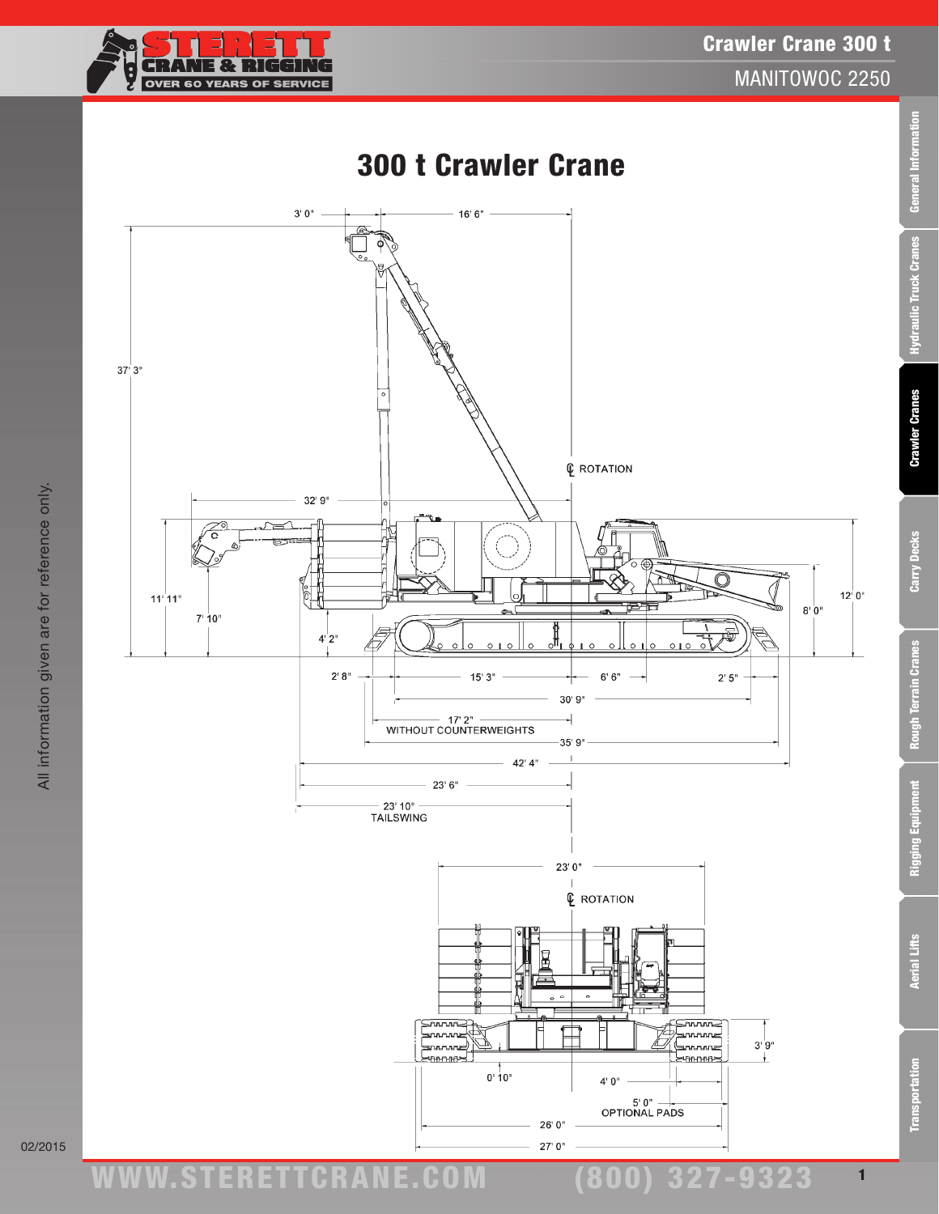# 300 t Crawler Crane

3' 0" | 16' 6"

37' 3"

℄ ROTATION

32' 9"

11' 11"

7' 10"

4' 2"

12' 0"

8' 0"

2' 8" | 15' 3" | 6' 6" | 2' 5"

30' 9"

17' 2"
WITHOUT COUNTERWEIGHTS

35' 9"

42' 4"

23' 6"

23' 10"
TAILSWING

23' 0"

℄ ROTATION

3' 9"

0' 10"

4' 0"

5' 0"
OPTIONAL PADS

26' 0"

27' 0"

All information given are for reference only.

02/2015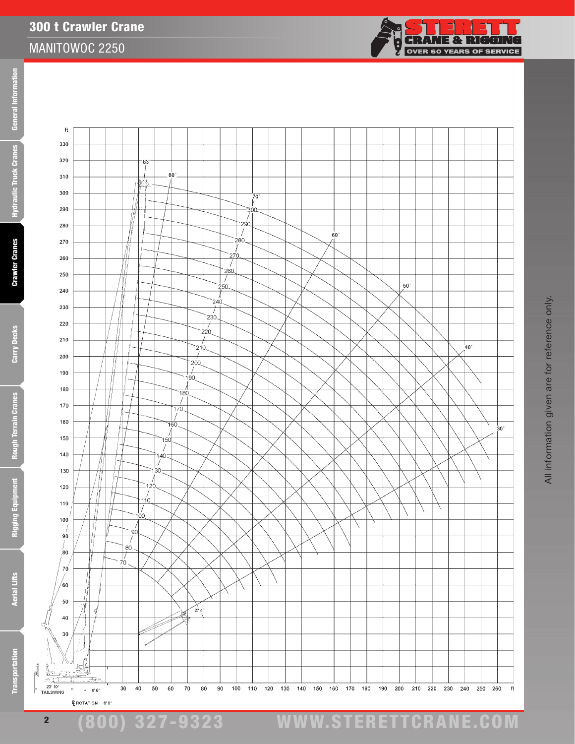# 300 t Crawler Crane

## MANITOWOC 2250

ft

330
320
310
300
290
280
270
260
250
240
230
220
210
200
190
180
170
160
150
140
130
120
110
100
90
80
70
60
50
40
30

83˚ 80˚ 70˚ 60˚ 50˚ 40˚ 30˚

300 290 280 270 260 250 240 230 220 210 200 190 180 170 160 150 140 130 120 110 100 90 80 70

27.4˚

23' 10" TAILSWING   6' 6"

℄ ROTATION   8' 0"

30 40 50 60 70 80 90 100 110 120 130 140 150 160 170 180 190 200 210 220 230 240 250 260 ft

All information given are for reference only.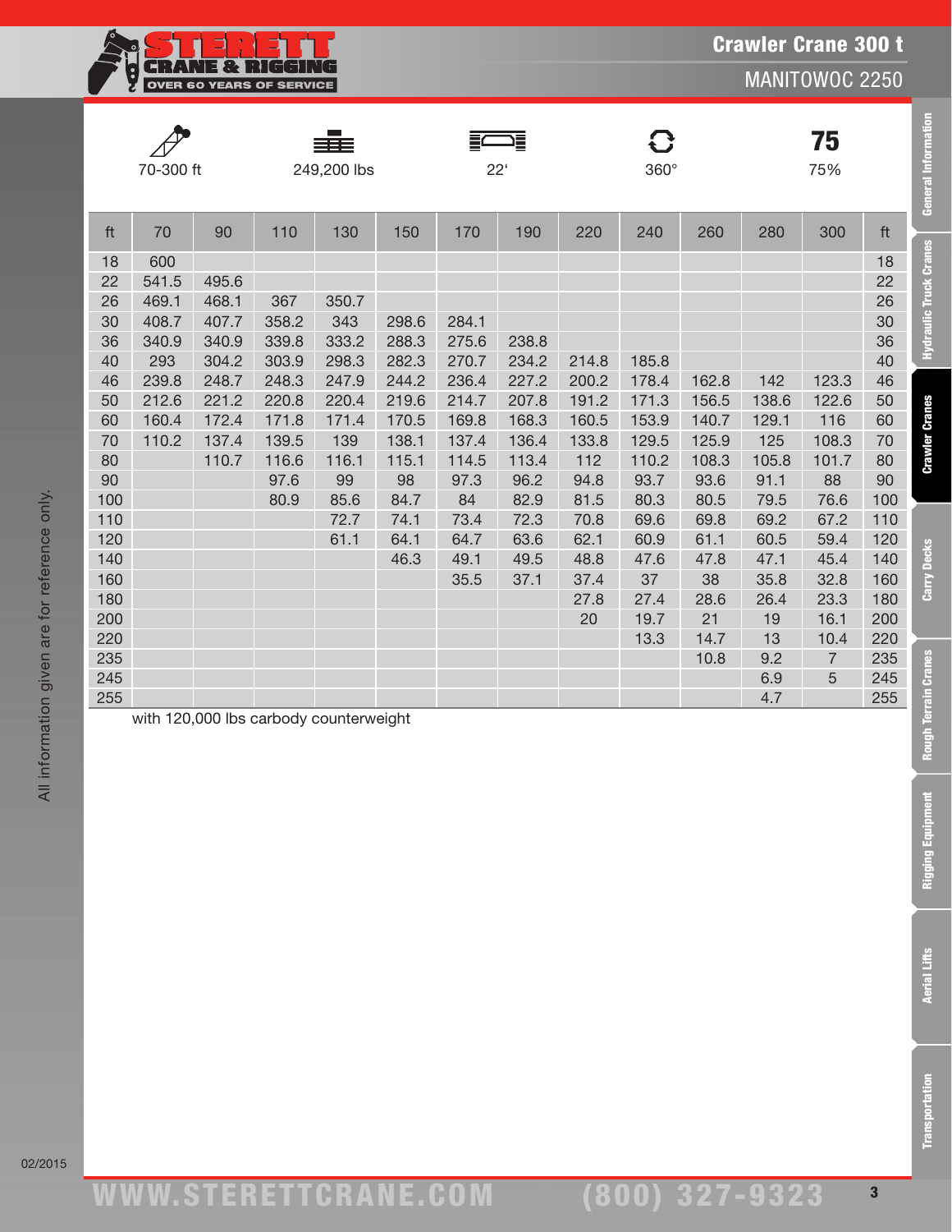# Crawler Crane 300 t

## MANITOWOC 2250

| 70-300 ft | 249,200 lbs | 22' | 360° | 75% |
|---|---|---|---|---|

| ft | 70 | 90 | 110 | 130 | 150 | 170 | 190 | 220 | 240 | 260 | 280 | 300 | ft |
|---|---|---|---|---|---|---|---|---|---|---|---|---|---|
| 18 | 600 | | | | | | | | | | | | 18 |
| 22 | 541.5 | 495.6 | | | | | | | | | | | 22 |
| 26 | 469.1 | 468.1 | 367 | 350.7 | | | | | | | | | 26 |
| 30 | 408.7 | 407.7 | 358.2 | 343 | 298.6 | 284.1 | | | | | | | 30 |
| 36 | 340.9 | 340.9 | 339.8 | 333.2 | 288.3 | 275.6 | 238.8 | | | | | | 36 |
| 40 | 293 | 304.2 | 303.9 | 298.3 | 282.3 | 270.7 | 234.2 | 214.8 | 185.8 | | | | 40 |
| 46 | 239.8 | 248.7 | 248.3 | 247.9 | 244.2 | 236.4 | 227.2 | 200.2 | 178.4 | 162.8 | 142 | 123.3 | 46 |
| 50 | 212.6 | 221.2 | 220.8 | 220.4 | 219.6 | 214.7 | 207.8 | 191.2 | 171.3 | 156.5 | 138.6 | 122.6 | 50 |
| 60 | 160.4 | 172.4 | 171.8 | 171.4 | 170.5 | 169.8 | 168.3 | 160.5 | 153.9 | 140.7 | 129.1 | 116 | 60 |
| 70 | 110.2 | 137.4 | 139.5 | 139 | 138.1 | 137.4 | 136.4 | 133.8 | 129.5 | 125.9 | 125 | 108.3 | 70 |
| 80 | | 110.7 | 116.6 | 116.1 | 115.1 | 114.5 | 113.4 | 112 | 110.2 | 108.3 | 105.8 | 101.7 | 80 |
| 90 | | | 97.6 | 99 | 98 | 97.3 | 96.2 | 94.8 | 93.7 | 93.6 | 91.1 | 88 | 90 |
| 100 | | | 80.9 | 85.6 | 84.7 | 84 | 82.9 | 81.5 | 80.3 | 80.5 | 79.5 | 76.6 | 100 |
| 110 | | | | 72.7 | 74.1 | 73.4 | 72.3 | 70.8 | 69.6 | 69.8 | 69.2 | 67.2 | 110 |
| 120 | | | | 61.1 | 64.1 | 64.7 | 63.6 | 62.1 | 60.9 | 61.1 | 60.5 | 59.4 | 120 |
| 140 | | | | | 46.3 | 49.1 | 49.5 | 48.8 | 47.6 | 47.8 | 47.1 | 45.4 | 140 |
| 160 | | | | | | 35.5 | 37.1 | 37.4 | 37 | 38 | 35.8 | 32.8 | 160 |
| 180 | | | | | | | | 27.8 | 27.4 | 28.6 | 26.4 | 23.3 | 180 |
| 200 | | | | | | | | 20 | 19.7 | 21 | 19 | 16.1 | 200 |
| 220 | | | | | | | | | 13.3 | 14.7 | 13 | 10.4 | 220 |
| 235 | | | | | | | | | | 10.8 | 9.2 | 7 | 235 |
| 245 | | | | | | | | | | | 6.9 | 5 | 245 |
| 255 | | | | | | | | | | | 4.7 | | 255 |

with 120,000 lbs carbody counterweight

All information given are for reference only.

02/2015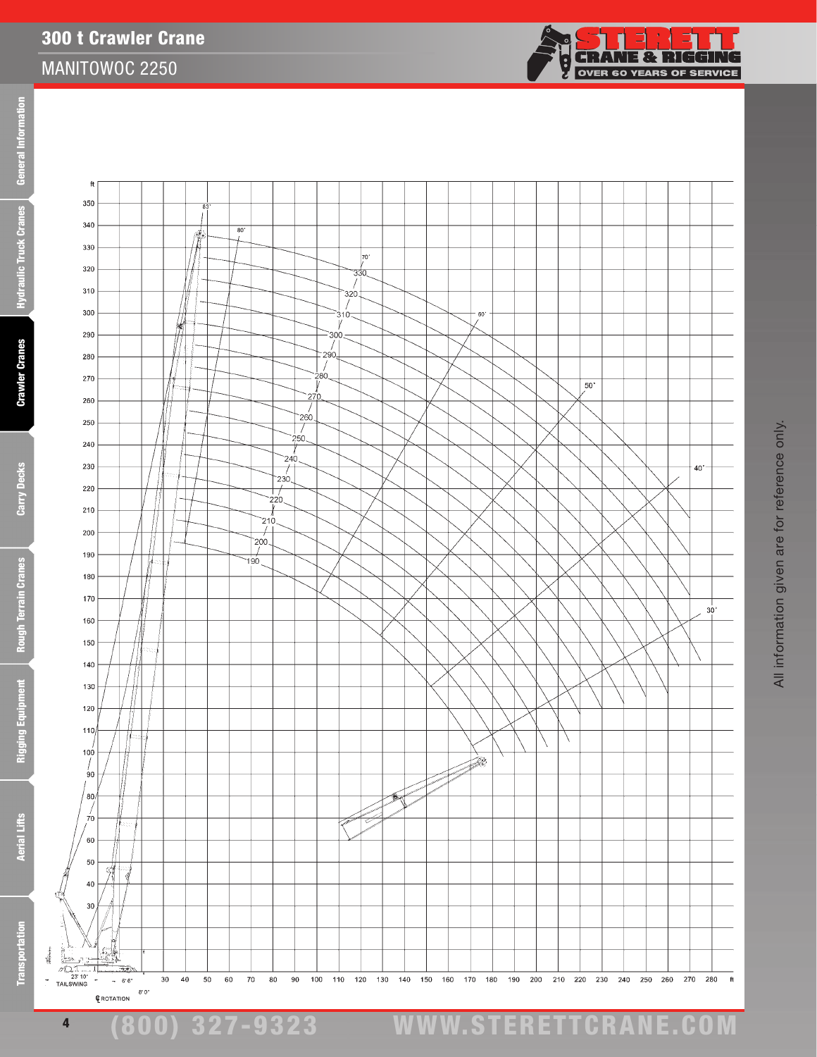# 300 t Crawler Crane

## MANITOWOC 2250

ft

350
340
330
320
310
300
290
280
270
260
250
240
230
220
210
200
190
180
170
160
150
140
130
120
110
100
90
80
70
60
50
40
30

83˚ 80˚ 70˚ 60˚ 50˚ 40˚ 30˚

330 320 310 300 290 280 270 260 250 240 230 220 210 200 190

23' 10" TAILSWING — 6' 6" — 8' 0" ℄ ROTATION

30 40 50 60 70 80 90 100 110 120 130 140 150 160 170 180 190 200 210 220 230 240 250 260 270 280 ft

All information given are for reference only.

(800) 327-9323 WWW.STERETTCRANE.COM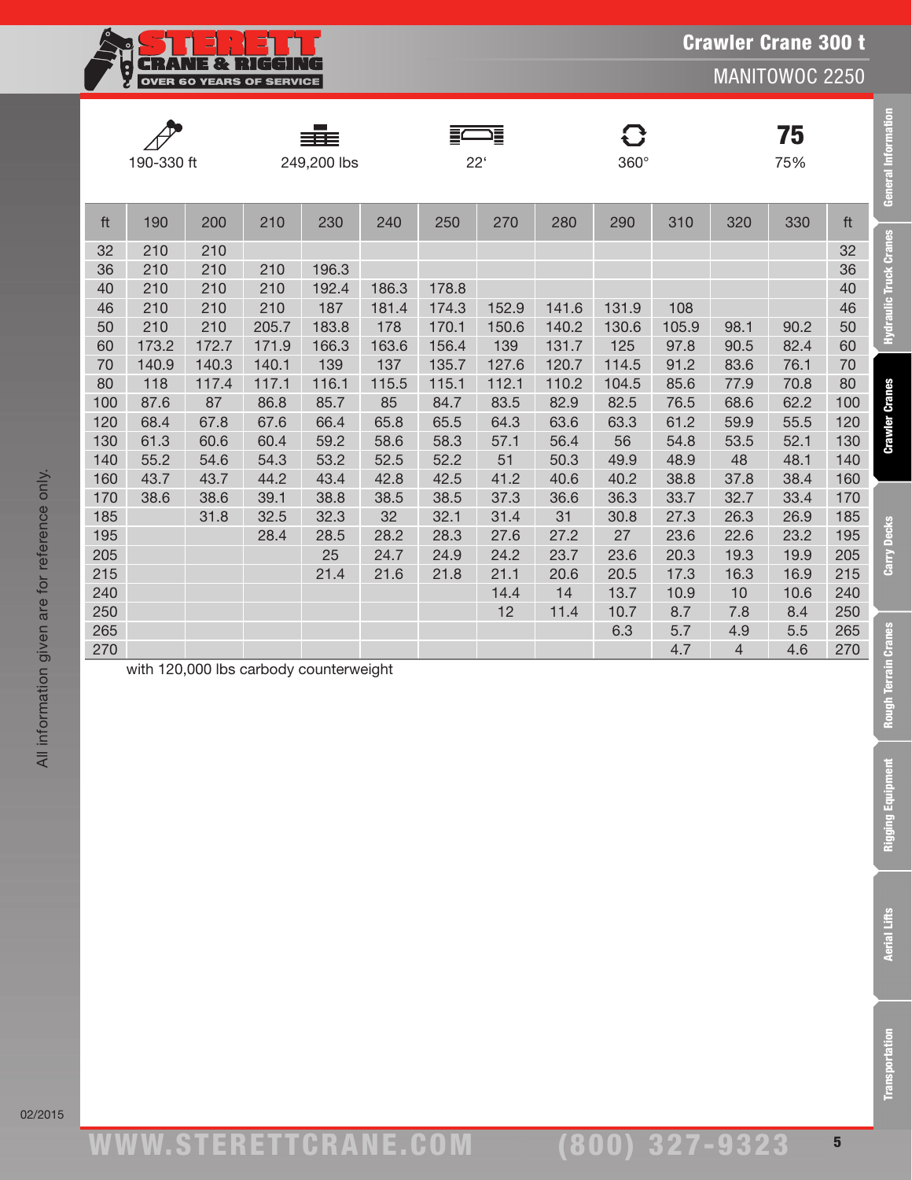# Crawler Crane 300 t

## MANITOWOC 2250

| 190-330 ft | 249,200 lbs | 22' | 360° | 75% |
|---|---|---|---|---|

| ft | 190 | 200 | 210 | 230 | 240 | 250 | 270 | 280 | 290 | 310 | 320 | 330 | ft |
|---|---|---|---|---|---|---|---|---|---|---|---|---|---|
| 32 | 210 | 210 | | | | | | | | | | | 32 |
| 36 | 210 | 210 | 210 | 196.3 | | | | | | | | | 36 |
| 40 | 210 | 210 | 210 | 192.4 | 186.3 | 178.8 | | | | | | | 40 |
| 46 | 210 | 210 | 210 | 187 | 181.4 | 174.3 | 152.9 | 141.6 | 131.9 | 108 | | | 46 |
| 50 | 210 | 210 | 205.7 | 183.8 | 178 | 170.1 | 150.6 | 140.2 | 130.6 | 105.9 | 98.1 | 90.2 | 50 |
| 60 | 173.2 | 172.7 | 171.9 | 166.3 | 163.6 | 156.4 | 139 | 131.7 | 125 | 97.8 | 90.5 | 82.4 | 60 |
| 70 | 140.9 | 140.3 | 140.1 | 139 | 137 | 135.7 | 127.6 | 120.7 | 114.5 | 91.2 | 83.6 | 76.1 | 70 |
| 80 | 118 | 117.4 | 117.1 | 116.1 | 115.5 | 115.1 | 112.1 | 110.2 | 104.5 | 85.6 | 77.9 | 70.8 | 80 |
| 100 | 87.6 | 87 | 86.8 | 85.7 | 85 | 84.7 | 83.5 | 82.9 | 82.5 | 76.5 | 68.6 | 62.2 | 100 |
| 120 | 68.4 | 67.8 | 67.6 | 66.4 | 65.8 | 65.5 | 64.3 | 63.6 | 63.3 | 61.2 | 59.9 | 55.5 | 120 |
| 130 | 61.3 | 60.6 | 60.4 | 59.2 | 58.6 | 58.3 | 57.1 | 56.4 | 56 | 54.8 | 53.5 | 52.1 | 130 |
| 140 | 55.2 | 54.6 | 54.3 | 53.2 | 52.5 | 52.2 | 51 | 50.3 | 49.9 | 48.9 | 48 | 48.1 | 140 |
| 160 | 43.7 | 43.7 | 44.2 | 43.4 | 42.8 | 42.5 | 41.2 | 40.6 | 40.2 | 38.8 | 37.8 | 38.4 | 160 |
| 170 | 38.6 | 38.6 | 39.1 | 38.8 | 38.5 | 38.5 | 37.3 | 36.6 | 36.3 | 33.7 | 32.7 | 33.4 | 170 |
| 185 | | 31.8 | 32.5 | 32.3 | 32 | 32.1 | 31.4 | 31 | 30.8 | 27.3 | 26.3 | 26.9 | 185 |
| 195 | | | 28.4 | 28.5 | 28.2 | 28.3 | 27.6 | 27.2 | 27 | 23.6 | 22.6 | 23.2 | 195 |
| 205 | | | | 25 | 24.7 | 24.9 | 24.2 | 23.7 | 23.6 | 20.3 | 19.3 | 19.9 | 205 |
| 215 | | | | 21.4 | 21.6 | 21.8 | 21.1 | 20.6 | 20.5 | 17.3 | 16.3 | 16.9 | 215 |
| 240 | | | | | | | 14.4 | 14 | 13.7 | 10.9 | 10 | 10.6 | 240 |
| 250 | | | | | | | 12 | 11.4 | 10.7 | 8.7 | 7.8 | 8.4 | 250 |
| 265 | | | | | | | | | 6.3 | 5.7 | 4.9 | 5.5 | 265 |
| 270 | | | | | | | | | | 4.7 | 4 | 4.6 | 270 |

with 120,000 lbs carbody counterweight

All information given are for reference only.

02/2015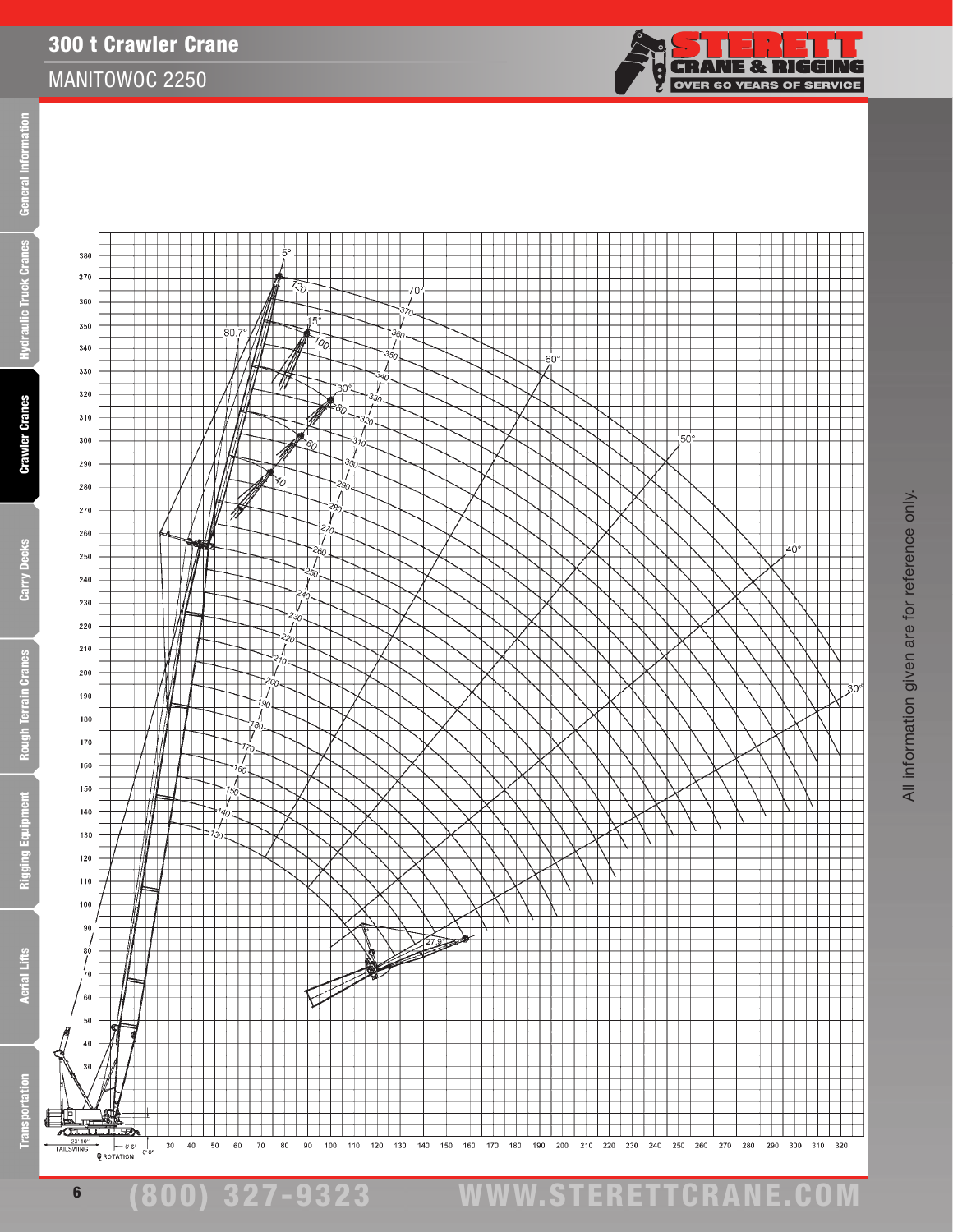# 300 t Crawler Crane

## MANITOWOC 2250

All information given are for reference only.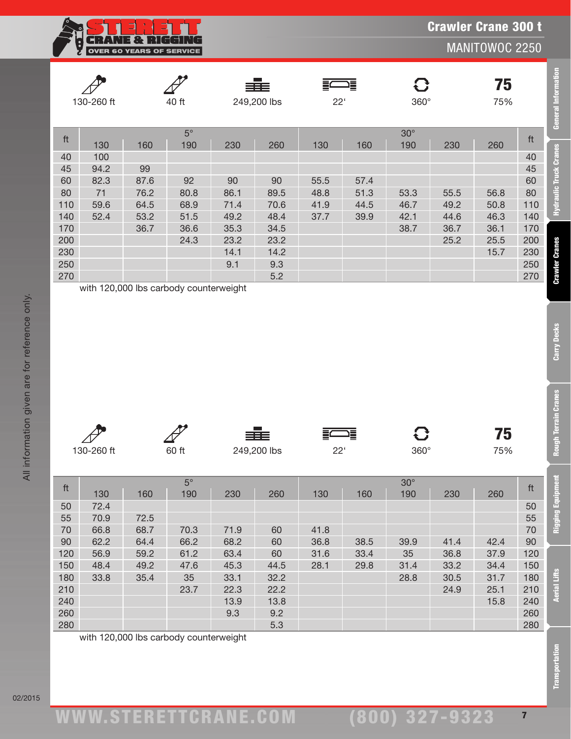# Crawler Crane 300 t

## MANITOWOC 2250

| 130-260 ft | 40 ft | 249,200 lbs | 22' | 360° | 75% |
|---|---|---|---|---|---|

| ft | 5° | | | | | 30° | | | | | ft |
|---|---|---|---|---|---|---|---|---|---|---|---|
| | 130 | 160 | 190 | 230 | 260 | 130 | 160 | 190 | 230 | 260 | |
| 40 | 100 | | | | | | | | | | 40 |
| 45 | 94.2 | 99 | | | | | | | | | 45 |
| 60 | 82.3 | 87.6 | 92 | 90 | 90 | 55.5 | 57.4 | | | | 60 |
| 80 | 71 | 76.2 | 80.8 | 86.1 | 89.5 | 48.8 | 51.3 | 53.3 | 55.5 | 56.8 | 80 |
| 110 | 59.6 | 64.5 | 68.9 | 71.4 | 70.6 | 41.9 | 44.5 | 46.7 | 49.2 | 50.8 | 110 |
| 140 | 52.4 | 53.2 | 51.5 | 49.2 | 48.4 | 37.7 | 39.9 | 42.1 | 44.6 | 46.3 | 140 |
| 170 | | 36.7 | 36.6 | 35.3 | 34.5 | | | 38.7 | 36.7 | 36.1 | 170 |
| 200 | | | 24.3 | 23.2 | 23.2 | | | | 25.2 | 25.5 | 200 |
| 230 | | | | 14.1 | 14.2 | | | | | 15.7 | 230 |
| 250 | | | | 9.1 | 9.3 | | | | | | 250 |
| 270 | | | | | 5.2 | | | | | | 270 |

with 120,000 lbs carbody counterweight

| 130-260 ft | 60 ft | 249,200 lbs | 22' | 360° | 75% |
|---|---|---|---|---|---|

| ft | 5° | | | | | 30° | | | | | ft |
|---|---|---|---|---|---|---|---|---|---|---|---|
| | 130 | 160 | 190 | 230 | 260 | 130 | 160 | 190 | 230 | 260 | |
| 50 | 72.4 | | | | | | | | | | 50 |
| 55 | 70.9 | 72.5 | | | | | | | | | 55 |
| 70 | 66.8 | 68.7 | 70.3 | 71.9 | 60 | 41.8 | | | | | 70 |
| 90 | 62.2 | 64.4 | 66.2 | 68.2 | 60 | 36.8 | 38.5 | 39.9 | 41.4 | 42.4 | 90 |
| 120 | 56.9 | 59.2 | 61.2 | 63.4 | 60 | 31.6 | 33.4 | 35 | 36.8 | 37.9 | 120 |
| 150 | 48.4 | 49.2 | 47.6 | 45.3 | 44.5 | 28.1 | 29.8 | 31.4 | 33.2 | 34.4 | 150 |
| 180 | 33.8 | 35.4 | 35 | 33.1 | 32.2 | | | 28.8 | 30.5 | 31.7 | 180 |
| 210 | | | 23.7 | 22.3 | 22.2 | | | | 24.9 | 25.1 | 210 |
| 240 | | | | 13.9 | 13.8 | | | | | 15.8 | 240 |
| 260 | | | | 9.3 | 9.2 | | | | | | 260 |
| 280 | | | | | 5.3 | | | | | | 280 |

with 120,000 lbs carbody counterweight

All information given are for reference only.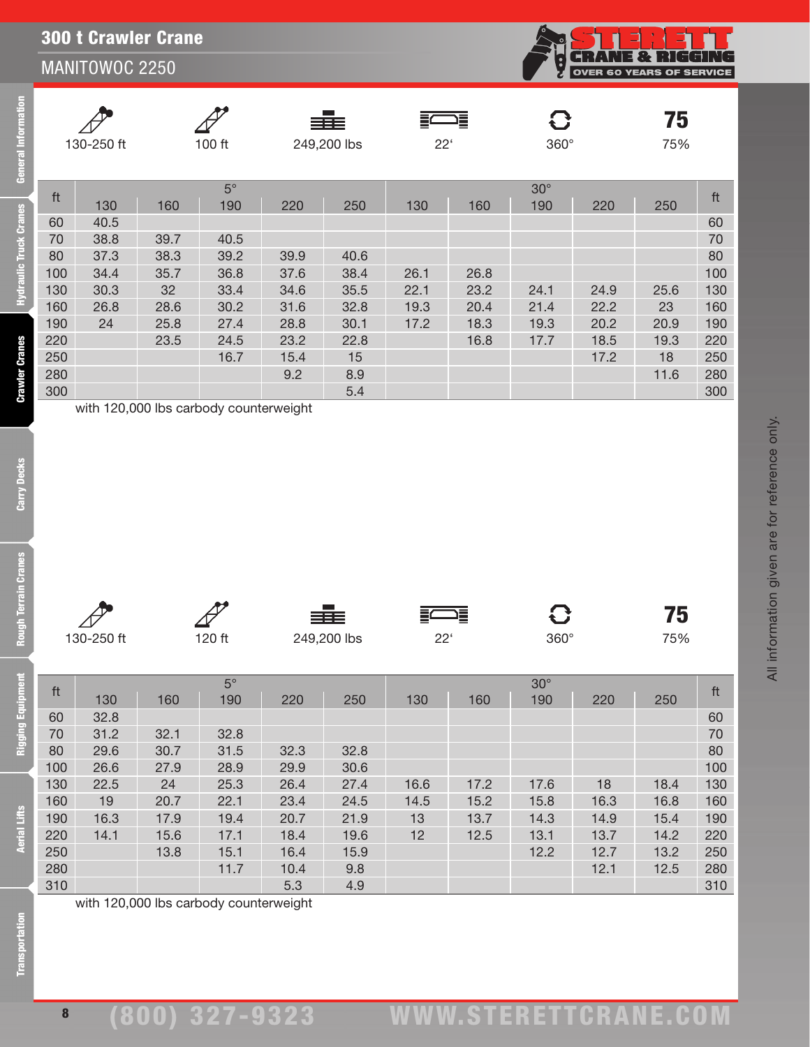# 300 t Crawler Crane

## MANITOWOC 2250

| 130-250 ft | 100 ft | 249,200 lbs | 22' | 360° | 75% |
|---|---|---|---|---|---|

| ft | 5° | | | | | 30° | | | | | ft |
|---|---|---|---|---|---|---|---|---|---|---|---|
| | 130 | 160 | 190 | 220 | 250 | 130 | 160 | 190 | 220 | 250 | |
| 60 | 40.5 | | | | | | | | | | 60 |
| 70 | 38.8 | 39.7 | 40.5 | | | | | | | | 70 |
| 80 | 37.3 | 38.3 | 39.2 | 39.9 | 40.6 | | | | | | 80 |
| 100 | 34.4 | 35.7 | 36.8 | 37.6 | 38.4 | 26.1 | 26.8 | | | | 100 |
| 130 | 30.3 | 32 | 33.4 | 34.6 | 35.5 | 22.1 | 23.2 | 24.1 | 24.9 | 25.6 | 130 |
| 160 | 26.8 | 28.6 | 30.2 | 31.6 | 32.8 | 19.3 | 20.4 | 21.4 | 22.2 | 23 | 160 |
| 190 | 24 | 25.8 | 27.4 | 28.8 | 30.1 | 17.2 | 18.3 | 19.3 | 20.2 | 20.9 | 190 |
| 220 | | 23.5 | 24.5 | 23.2 | 22.8 | | 16.8 | 17.7 | 18.5 | 19.3 | 220 |
| 250 | | | 16.7 | 15.4 | 15 | | | | 17.2 | 18 | 250 |
| 280 | | | | 9.2 | 8.9 | | | | | 11.6 | 280 |
| 300 | | | | | 5.4 | | | | | | 300 |

with 120,000 lbs carbody counterweight

| 130-250 ft | 120 ft | 249,200 lbs | 22' | 360° | 75% |
|---|---|---|---|---|---|

| ft | 5° | | | | | 30° | | | | | ft |
|---|---|---|---|---|---|---|---|---|---|---|---|
| | 130 | 160 | 190 | 220 | 250 | 130 | 160 | 190 | 220 | 250 | |
| 60 | 32.8 | | | | | | | | | | 60 |
| 70 | 31.2 | 32.1 | 32.8 | | | | | | | | 70 |
| 80 | 29.6 | 30.7 | 31.5 | 32.3 | 32.8 | | | | | | 80 |
| 100 | 26.6 | 27.9 | 28.9 | 29.9 | 30.6 | | | | | | 100 |
| 130 | 22.5 | 24 | 25.3 | 26.4 | 27.4 | 16.6 | 17.2 | 17.6 | 18 | 18.4 | 130 |
| 160 | 19 | 20.7 | 22.1 | 23.4 | 24.5 | 14.5 | 15.2 | 15.8 | 16.3 | 16.8 | 160 |
| 190 | 16.3 | 17.9 | 19.4 | 20.7 | 21.9 | 13 | 13.7 | 14.3 | 14.9 | 15.4 | 190 |
| 220 | 14.1 | 15.6 | 17.1 | 18.4 | 19.6 | 12 | 12.5 | 13.1 | 13.7 | 14.2 | 220 |
| 250 | | 13.8 | 15.1 | 16.4 | 15.9 | | | 12.2 | 12.7 | 13.2 | 250 |
| 280 | | | 11.7 | 10.4 | 9.8 | | | | 12.1 | 12.5 | 280 |
| 310 | | | | 5.3 | 4.9 | | | | | | 310 |

with 120,000 lbs carbody counterweight

All information given are for reference only.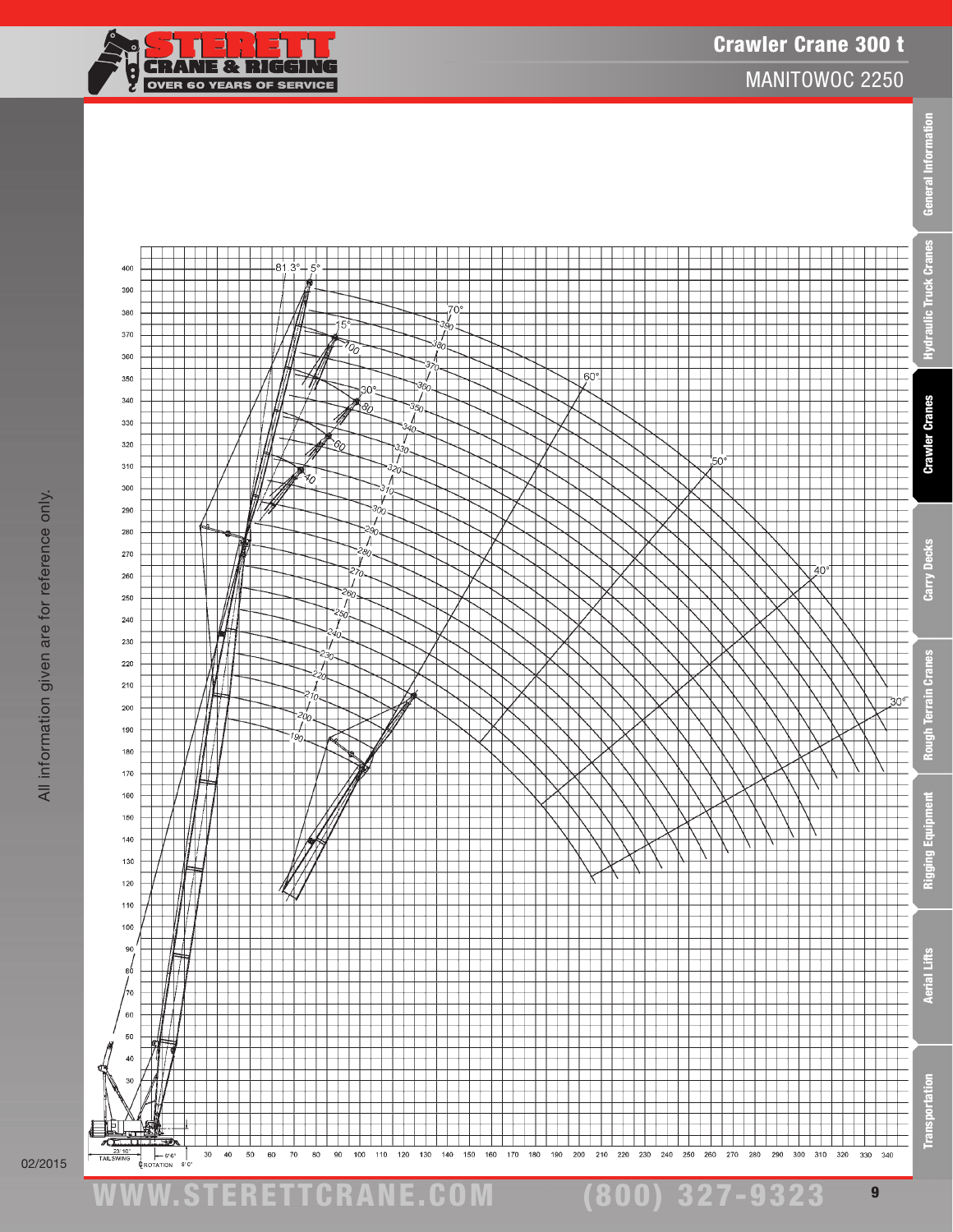# Crawler Crane 300 t

## MANITOWOC 2250

All information given are for reference only.

81.3° 5°

15°

30°

70°

60°

50°

40°

30°

100

80

60

40

390

380

370

360

350

340

330

320

310

300

290

280

270

260

250

240

230

220

210

200

190

23' 10" TAILSWING

8'6"

℄ ROTATION 8'0"

02/2015

WWW.STERETTCRANE.COM (800) 327-9323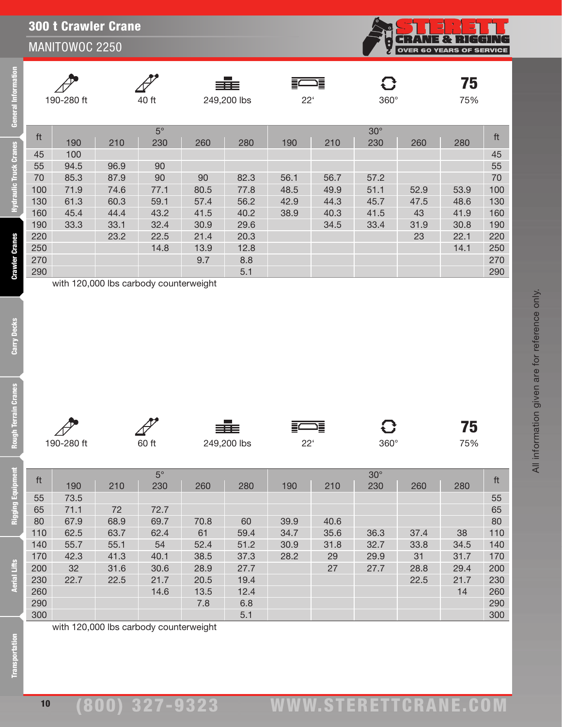# 300 t Crawler Crane

## MANITOWOC 2250

| 190-280 ft | 40 ft | 249,200 lbs | 22' | 360° | 75% |
|---|---|---|---|---|---|

| ft | 5° | | | | | 30° | | | | | ft |
|---|---|---|---|---|---|---|---|---|---|---|---|
| | 190 | 210 | 230 | 260 | 280 | 190 | 210 | 230 | 260 | 280 | |
| 45 | 100 | | | | | | | | | | 45 |
| 55 | 94.5 | 96.9 | 90 | | | | | | | | 55 |
| 70 | 85.3 | 87.9 | 90 | 90 | 82.3 | 56.1 | 56.7 | 57.2 | | | 70 |
| 100 | 71.9 | 74.6 | 77.1 | 80.5 | 77.8 | 48.5 | 49.9 | 51.1 | 52.9 | 53.9 | 100 |
| 130 | 61.3 | 60.3 | 59.1 | 57.4 | 56.2 | 42.9 | 44.3 | 45.7 | 47.5 | 48.6 | 130 |
| 160 | 45.4 | 44.4 | 43.2 | 41.5 | 40.2 | 38.9 | 40.3 | 41.5 | 43 | 41.9 | 160 |
| 190 | 33.3 | 33.1 | 32.4 | 30.9 | 29.6 | | 34.5 | 33.4 | 31.9 | 30.8 | 190 |
| 220 | | 23.2 | 22.5 | 21.4 | 20.3 | | | | 23 | 22.1 | 220 |
| 250 | | | 14.8 | 13.9 | 12.8 | | | | | 14.1 | 250 |
| 270 | | | | 9.7 | 8.8 | | | | | | 270 |
| 290 | | | | | 5.1 | | | | | | 290 |

with 120,000 lbs carbody counterweight

| 190-280 ft | 60 ft | 249,200 lbs | 22' | 360° | 75% |
|---|---|---|---|---|---|

| ft | 5° | | | | | 30° | | | | | ft |
|---|---|---|---|---|---|---|---|---|---|---|---|
| | 190 | 210 | 230 | 260 | 280 | 190 | 210 | 230 | 260 | 280 | |
| 55 | 73.5 | | | | | | | | | | 55 |
| 65 | 71.1 | 72 | 72.7 | | | | | | | | 65 |
| 80 | 67.9 | 68.9 | 69.7 | 70.8 | 60 | 39.9 | 40.6 | | | | 80 |
| 110 | 62.5 | 63.7 | 62.4 | 61 | 59.4 | 34.7 | 35.6 | 36.3 | 37.4 | 38 | 110 |
| 140 | 55.7 | 55.1 | 54 | 52.4 | 51.2 | 30.9 | 31.8 | 32.7 | 33.8 | 34.5 | 140 |
| 170 | 42.3 | 41.3 | 40.1 | 38.5 | 37.3 | 28.2 | 29 | 29.9 | 31 | 31.7 | 170 |
| 200 | 32 | 31.6 | 30.6 | 28.9 | 27.7 | | 27 | 27.7 | 28.8 | 29.4 | 200 |
| 230 | 22.7 | 22.5 | 21.7 | 20.5 | 19.4 | | | | 22.5 | 21.7 | 230 |
| 260 | | | 14.6 | 13.5 | 12.4 | | | | | 14 | 260 |
| 290 | | | | 7.8 | 6.8 | | | | | | 290 |
| 300 | | | | | 5.1 | | | | | | 300 |

with 120,000 lbs carbody counterweight

All information given are for reference only.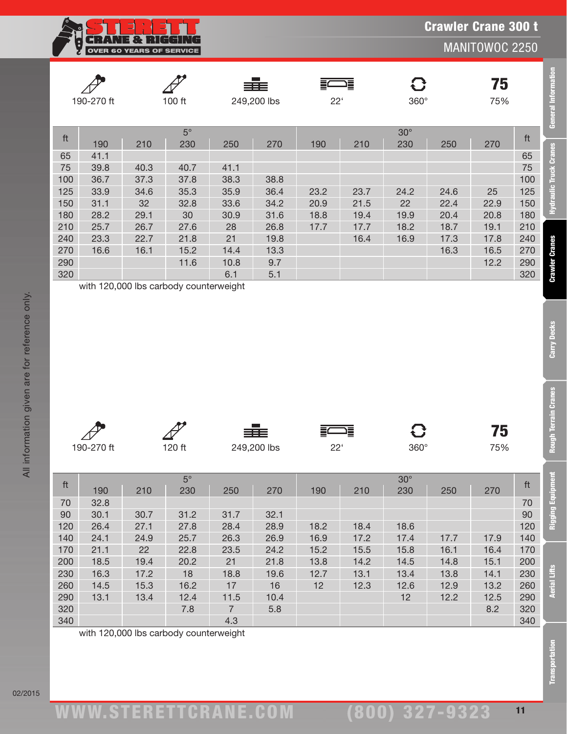Crawler Crane 300 t

MANITOWOC 2250

| 190-270 ft | 100 ft | 249,200 lbs | 22' | 360° | 75% |
|---|---|---|---|---|---|

| ft | 5° | | | | | 30° | | | | | ft |
|---|---|---|---|---|---|---|---|---|---|---|---|
| | 190 | 210 | 230 | 250 | 270 | 190 | 210 | 230 | 250 | 270 | |
| 65 | 41.1 | | | | | | | | | | 65 |
| 75 | 39.8 | 40.3 | 40.7 | 41.1 | | | | | | | 75 |
| 100 | 36.7 | 37.3 | 37.8 | 38.3 | 38.8 | | | | | | 100 |
| 125 | 33.9 | 34.6 | 35.3 | 35.9 | 36.4 | 23.2 | 23.7 | 24.2 | 24.6 | 25 | 125 |
| 150 | 31.1 | 32 | 32.8 | 33.6 | 34.2 | 20.9 | 21.5 | 22 | 22.4 | 22.9 | 150 |
| 180 | 28.2 | 29.1 | 30 | 30.9 | 31.6 | 18.8 | 19.4 | 19.9 | 20.4 | 20.8 | 180 |
| 210 | 25.7 | 26.7 | 27.6 | 28 | 26.8 | 17.7 | 17.7 | 18.2 | 18.7 | 19.1 | 210 |
| 240 | 23.3 | 22.7 | 21.8 | 21 | 19.8 | | 16.4 | 16.9 | 17.3 | 17.8 | 240 |
| 270 | 16.6 | 16.1 | 15.2 | 14.4 | 13.3 | | | | 16.3 | 16.5 | 270 |
| 290 | | | 11.6 | 10.8 | 9.7 | | | | | 12.2 | 290 |
| 320 | | | | 6.1 | 5.1 | | | | | | 320 |

with 120,000 lbs carbody counterweight

| 190-270 ft | 120 ft | 249,200 lbs | 22' | 360° | 75% |
|---|---|---|---|---|---|

| ft | 5° | | | | | 30° | | | | | ft |
|---|---|---|---|---|---|---|---|---|---|---|---|
| | 190 | 210 | 230 | 250 | 270 | 190 | 210 | 230 | 250 | 270 | |
| 70 | 32.8 | | | | | | | | | | 70 |
| 90 | 30.1 | 30.7 | 31.2 | 31.7 | 32.1 | | | | | | 90 |
| 120 | 26.4 | 27.1 | 27.8 | 28.4 | 28.9 | 18.2 | 18.4 | 18.6 | | | 120 |
| 140 | 24.1 | 24.9 | 25.7 | 26.3 | 26.9 | 16.9 | 17.2 | 17.4 | 17.7 | 17.9 | 140 |
| 170 | 21.1 | 22 | 22.8 | 23.5 | 24.2 | 15.2 | 15.5 | 15.8 | 16.1 | 16.4 | 170 |
| 200 | 18.5 | 19.4 | 20.2 | 21 | 21.8 | 13.8 | 14.2 | 14.5 | 14.8 | 15.1 | 200 |
| 230 | 16.3 | 17.2 | 18 | 18.8 | 19.6 | 12.7 | 13.1 | 13.4 | 13.8 | 14.1 | 230 |
| 260 | 14.5 | 15.3 | 16.2 | 17 | 16 | 12 | 12.3 | 12.6 | 12.9 | 13.2 | 260 |
| 290 | 13.1 | 13.4 | 12.4 | 11.5 | 10.4 | | | 12 | 12.2 | 12.5 | 290 |
| 320 | | | 7.8 | 7 | 5.8 | | | | | 8.2 | 320 |
| 340 | | | | 4.3 | | | | | | | 340 |

with 120,000 lbs carbody counterweight

All information given are for reference only.

02/2015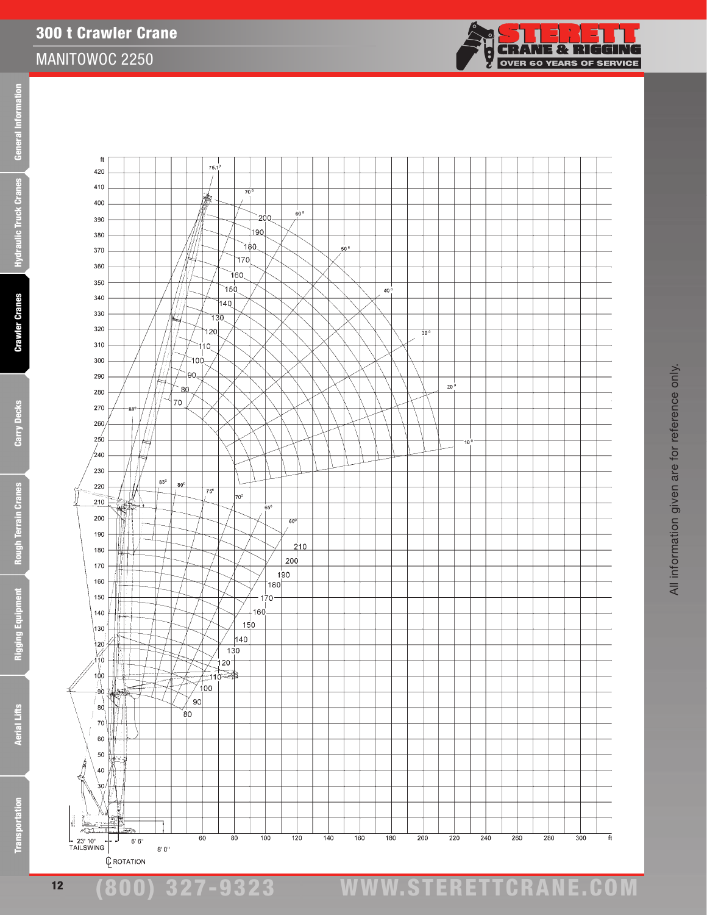# 300 t Crawler Crane

## MANITOWOC 2250

All information given are for reference only.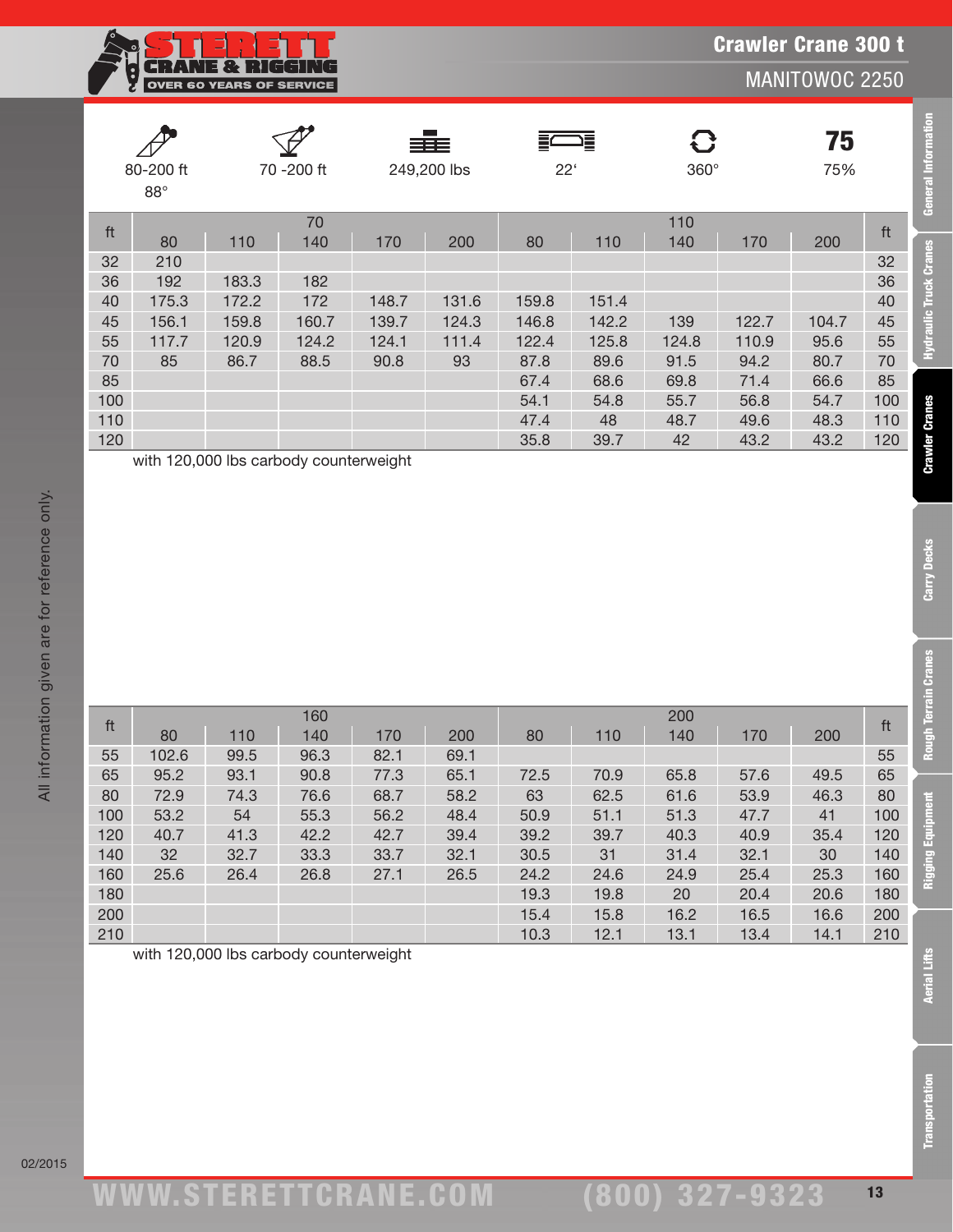# Crawler Crane 300 t

## MANITOWOC 2250

| 80-200 ft 88° | 70 -200 ft | 249,200 lbs | 22' | 360° | 75 75% |
|---|---|---|---|---|---|

| ft | 70 | | | | | 110 | | | | | ft |
|---|---|---|---|---|---|---|---|---|---|---|---|
| | 80 | 110 | 140 | 170 | 200 | 80 | 110 | 140 | 170 | 200 | |
| 32 | 210 | | | | | | | | | | 32 |
| 36 | 192 | 183.3 | 182 | | | | | | | | 36 |
| 40 | 175.3 | 172.2 | 172 | 148.7 | 131.6 | 159.8 | 151.4 | | | | 40 |
| 45 | 156.1 | 159.8 | 160.7 | 139.7 | 124.3 | 146.8 | 142.2 | 139 | 122.7 | 104.7 | 45 |
| 55 | 117.7 | 120.9 | 124.2 | 124.1 | 111.4 | 122.4 | 125.8 | 124.8 | 110.9 | 95.6 | 55 |
| 70 | 85 | 86.7 | 88.5 | 90.8 | 93 | 87.8 | 89.6 | 91.5 | 94.2 | 80.7 | 70 |
| 85 | | | | | | 67.4 | 68.6 | 69.8 | 71.4 | 66.6 | 85 |
| 100 | | | | | | 54.1 | 54.8 | 55.7 | 56.8 | 54.7 | 100 |
| 110 | | | | | | 47.4 | 48 | 48.7 | 49.6 | 48.3 | 110 |
| 120 | | | | | | 35.8 | 39.7 | 42 | 43.2 | 43.2 | 120 |

with 120,000 lbs carbody counterweight

| ft | 160 | | | | | 200 | | | | | ft |
|---|---|---|---|---|---|---|---|---|---|---|---|
| | 80 | 110 | 140 | 170 | 200 | 80 | 110 | 140 | 170 | 200 | |
| 55 | 102.6 | 99.5 | 96.3 | 82.1 | 69.1 | | | | | | 55 |
| 65 | 95.2 | 93.1 | 90.8 | 77.3 | 65.1 | 72.5 | 70.9 | 65.8 | 57.6 | 49.5 | 65 |
| 80 | 72.9 | 74.3 | 76.6 | 68.7 | 58.2 | 63 | 62.5 | 61.6 | 53.9 | 46.3 | 80 |
| 100 | 53.2 | 54 | 55.3 | 56.2 | 48.4 | 50.9 | 51.1 | 51.3 | 47.7 | 41 | 100 |
| 120 | 40.7 | 41.3 | 42.2 | 42.7 | 39.4 | 39.2 | 39.7 | 40.3 | 40.9 | 35.4 | 120 |
| 140 | 32 | 32.7 | 33.3 | 33.7 | 32.1 | 30.5 | 31 | 31.4 | 32.1 | 30 | 140 |
| 160 | 25.6 | 26.4 | 26.8 | 27.1 | 26.5 | 24.2 | 24.6 | 24.9 | 25.4 | 25.3 | 160 |
| 180 | | | | | | 19.3 | 19.8 | 20 | 20.4 | 20.6 | 180 |
| 200 | | | | | | 15.4 | 15.8 | 16.2 | 16.5 | 16.6 | 200 |
| 210 | | | | | | 10.3 | 12.1 | 13.1 | 13.4 | 14.1 | 210 |

with 120,000 lbs carbody counterweight

All information given are for reference only.

02/2015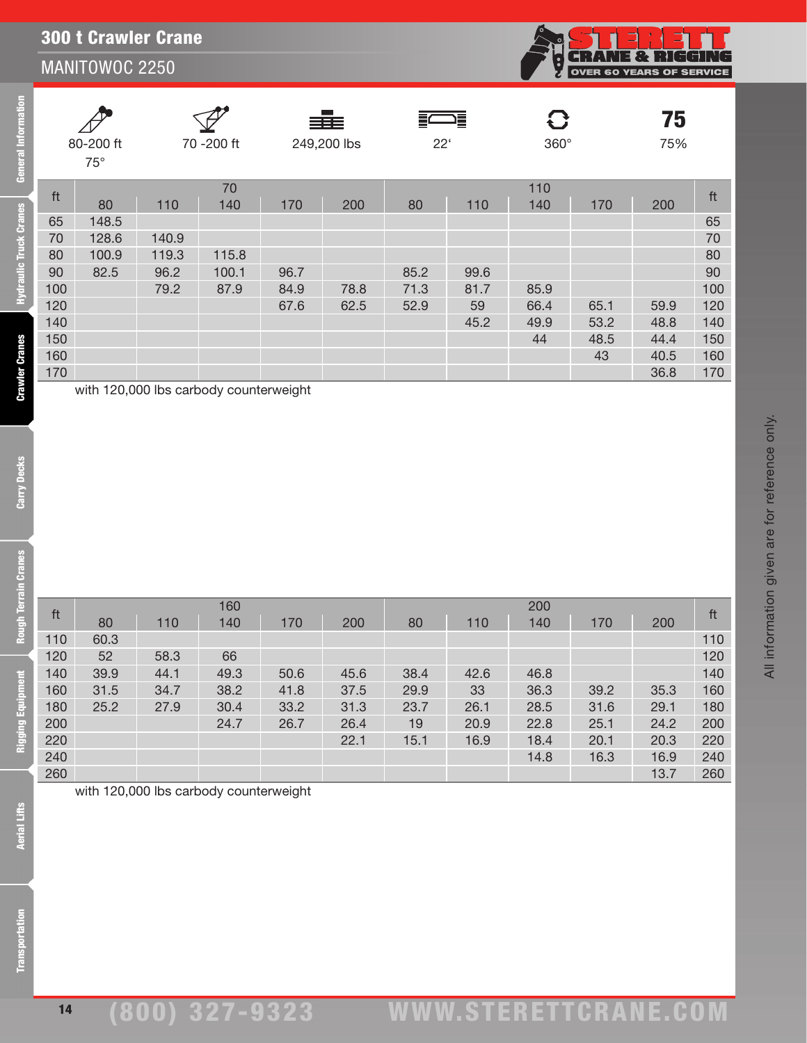# 300 t Crawler Crane

## MANITOWOC 2250

| 80-200 ft 75° | 70 -200 ft | 249,200 lbs | 22' | 360° | 75 75% |
|---|---|---|---|---|---|

| ft | 70 | | | | | 110 | | | | | ft |
|---|---|---|---|---|---|---|---|---|---|---|---|
| | 80 | 110 | 140 | 170 | 200 | 80 | 110 | 140 | 170 | 200 | |
| 65 | 148.5 | | | | | | | | | | 65 |
| 70 | 128.6 | 140.9 | | | | | | | | | 70 |
| 80 | 100.9 | 119.3 | 115.8 | | | | | | | | 80 |
| 90 | 82.5 | 96.2 | 100.1 | 96.7 | | 85.2 | 99.6 | | | | 90 |
| 100 | | 79.2 | 87.9 | 84.9 | 78.8 | 71.3 | 81.7 | 85.9 | | | 100 |
| 120 | | | | 67.6 | 62.5 | 52.9 | 59 | 66.4 | 65.1 | 59.9 | 120 |
| 140 | | | | | | | 45.2 | 49.9 | 53.2 | 48.8 | 140 |
| 150 | | | | | | | | 44 | 48.5 | 44.4 | 150 |
| 160 | | | | | | | | | 43 | 40.5 | 160 |
| 170 | | | | | | | | | | 36.8 | 170 |

with 120,000 lbs carbody counterweight

| ft | 160 | | | | | 200 | | | | | ft |
|---|---|---|---|---|---|---|---|---|---|---|---|
| | 80 | 110 | 140 | 170 | 200 | 80 | 110 | 140 | 170 | 200 | |
| 110 | 60.3 | | | | | | | | | | 110 |
| 120 | 52 | 58.3 | 66 | | | | | | | | 120 |
| 140 | 39.9 | 44.1 | 49.3 | 50.6 | 45.6 | 38.4 | 42.6 | 46.8 | | | 140 |
| 160 | 31.5 | 34.7 | 38.2 | 41.8 | 37.5 | 29.9 | 33 | 36.3 | 39.2 | 35.3 | 160 |
| 180 | 25.2 | 27.9 | 30.4 | 33.2 | 31.3 | 23.7 | 26.1 | 28.5 | 31.6 | 29.1 | 180 |
| 200 | | | 24.7 | 26.7 | 26.4 | 19 | 20.9 | 22.8 | 25.1 | 24.2 | 200 |
| 220 | | | | | 22.1 | 15.1 | 16.9 | 18.4 | 20.1 | 20.3 | 220 |
| 240 | | | | | | | | 14.8 | 16.3 | 16.9 | 240 |
| 260 | | | | | | | | | | 13.7 | 260 |

with 120,000 lbs carbody counterweight

All information given are for reference only.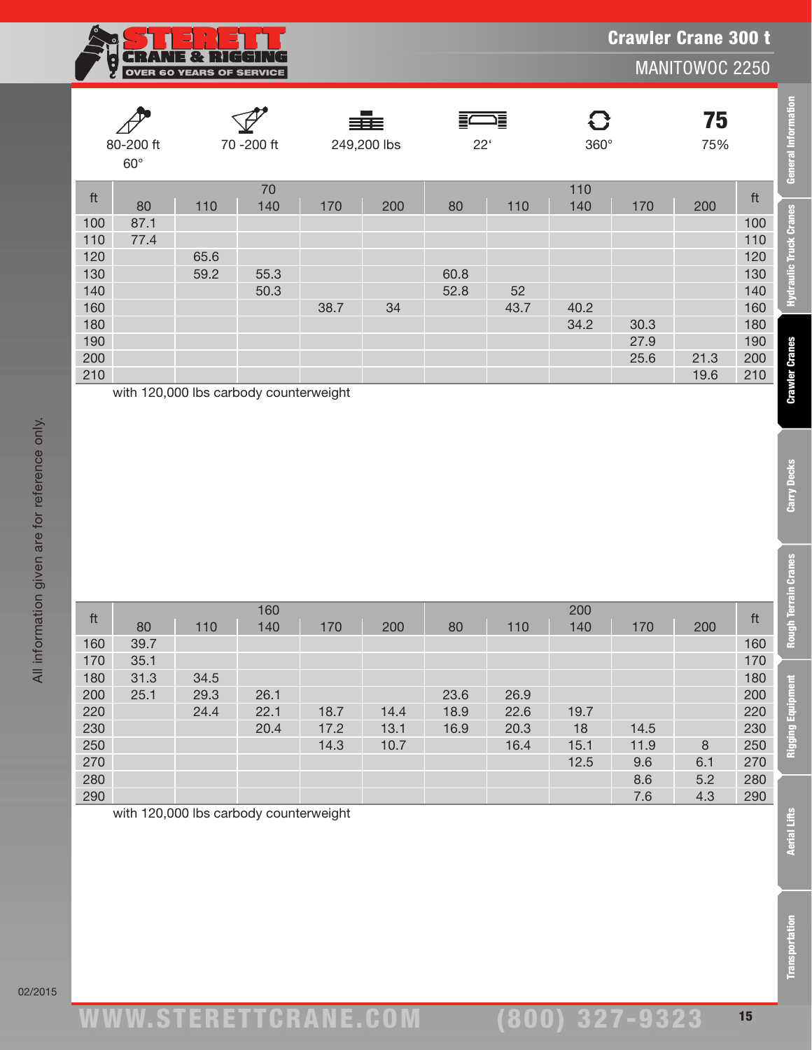# Crawler Crane 300 t

## MANITOWOC 2250

| 80-200 ft 60° | 70 -200 ft | 249,200 lbs | 22' | 360° | 75% |
|---|---|---|---|---|---|

| ft | 70 | | | | | 110 | | | | | ft |
|---|---|---|---|---|---|---|---|---|---|---|---|
| | 80 | 110 | 140 | 170 | 200 | 80 | 110 | 140 | 170 | 200 | |
| 100 | 87.1 | | | | | | | | | | 100 |
| 110 | 77.4 | | | | | | | | | | 110 |
| 120 | | 65.6 | | | | | | | | | 120 |
| 130 | | 59.2 | 55.3 | | | 60.8 | | | | | 130 |
| 140 | | | 50.3 | | | 52.8 | 52 | | | | 140 |
| 160 | | | | 38.7 | 34 | | 43.7 | 40.2 | | | 160 |
| 180 | | | | | | | | 34.2 | 30.3 | | 180 |
| 190 | | | | | | | | | 27.9 | | 190 |
| 200 | | | | | | | | | 25.6 | 21.3 | 200 |
| 210 | | | | | | | | | | 19.6 | 210 |

with 120,000 lbs carbody counterweight

| ft | 160 | | | | | 200 | | | | | ft |
|---|---|---|---|---|---|---|---|---|---|---|---|
| | 80 | 110 | 140 | 170 | 200 | 80 | 110 | 140 | 170 | 200 | |
| 160 | 39.7 | | | | | | | | | | 160 |
| 170 | 35.1 | | | | | | | | | | 170 |
| 180 | 31.3 | 34.5 | | | | | | | | | 180 |
| 200 | 25.1 | 29.3 | 26.1 | | | 23.6 | 26.9 | | | | 200 |
| 220 | | 24.4 | 22.1 | 18.7 | 14.4 | 18.9 | 22.6 | 19.7 | | | 220 |
| 230 | | | 20.4 | 17.2 | 13.1 | 16.9 | 20.3 | 18 | 14.5 | | 230 |
| 250 | | | | 14.3 | 10.7 | | 16.4 | 15.1 | 11.9 | 8 | 250 |
| 270 | | | | | | | | 12.5 | 9.6 | 6.1 | 270 |
| 280 | | | | | | | | | 8.6 | 5.2 | 280 |
| 290 | | | | | | | | | 7.6 | 4.3 | 290 |

with 120,000 lbs carbody counterweight

All information given are for reference only.

02/2015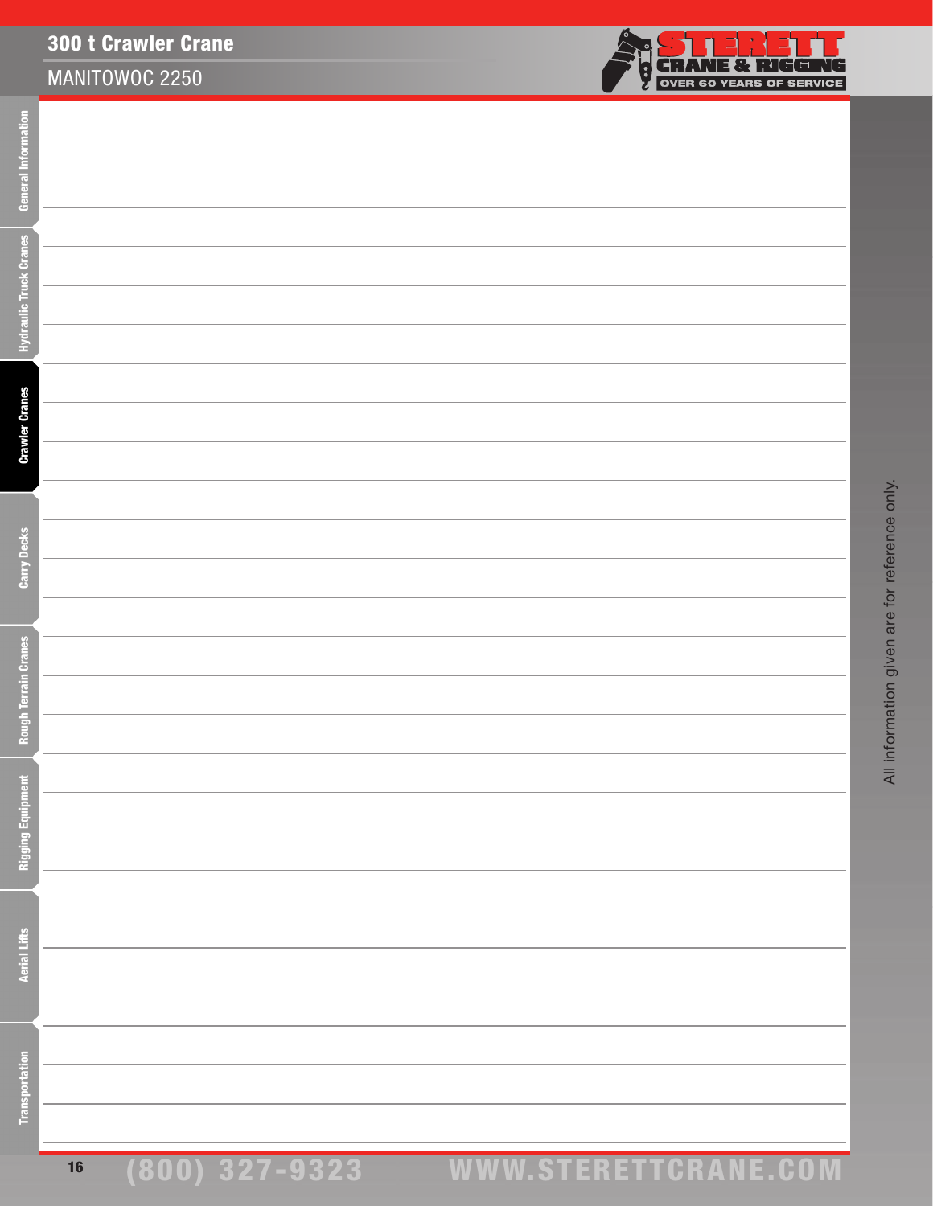# 300 t Crawler Crane

## MANITOWOC 2250